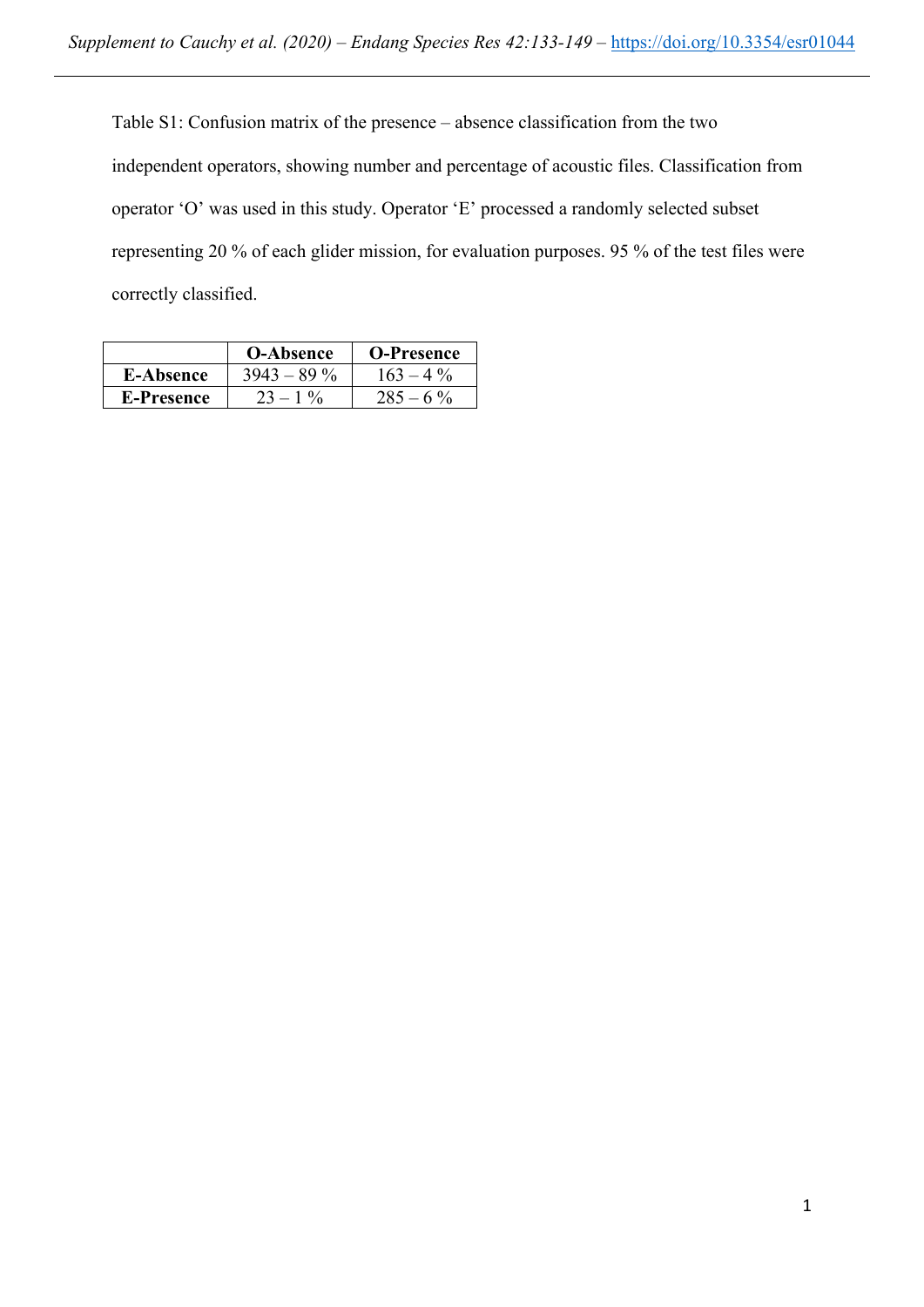Table S1: Confusion matrix of the presence – absence classification from the two independent operators, showing number and percentage of acoustic files. Classification from operator 'O' was used in this study. Operator 'E' processed a randomly selected subset representing 20 % of each glider mission, for evaluation purposes. 95 % of the test files were correctly classified.

| | **O-Absence** | **O-Presence** |
|---|---|---|
| **E-Absence** | 3943 – 89 % | 163 – 4 % |
| **E-Presence** | 23 – 1 % | 285 – 6 % |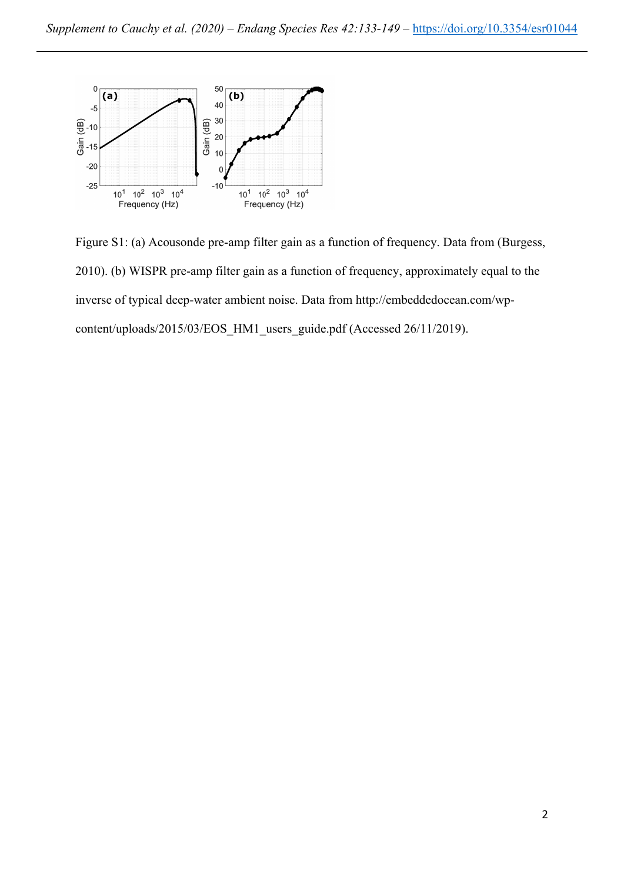Figure S1: (a) Acousonde pre-amp filter gain as a function of frequency. Data from (Burgess, 2010). (b) WISPR pre-amp filter gain as a function of frequency, approximately equal to the inverse of typical deep-water ambient noise. Data from http://embeddedocean.com/wp-content/uploads/2015/03/EOS_HM1_users_guide.pdf (Accessed 26/11/2019).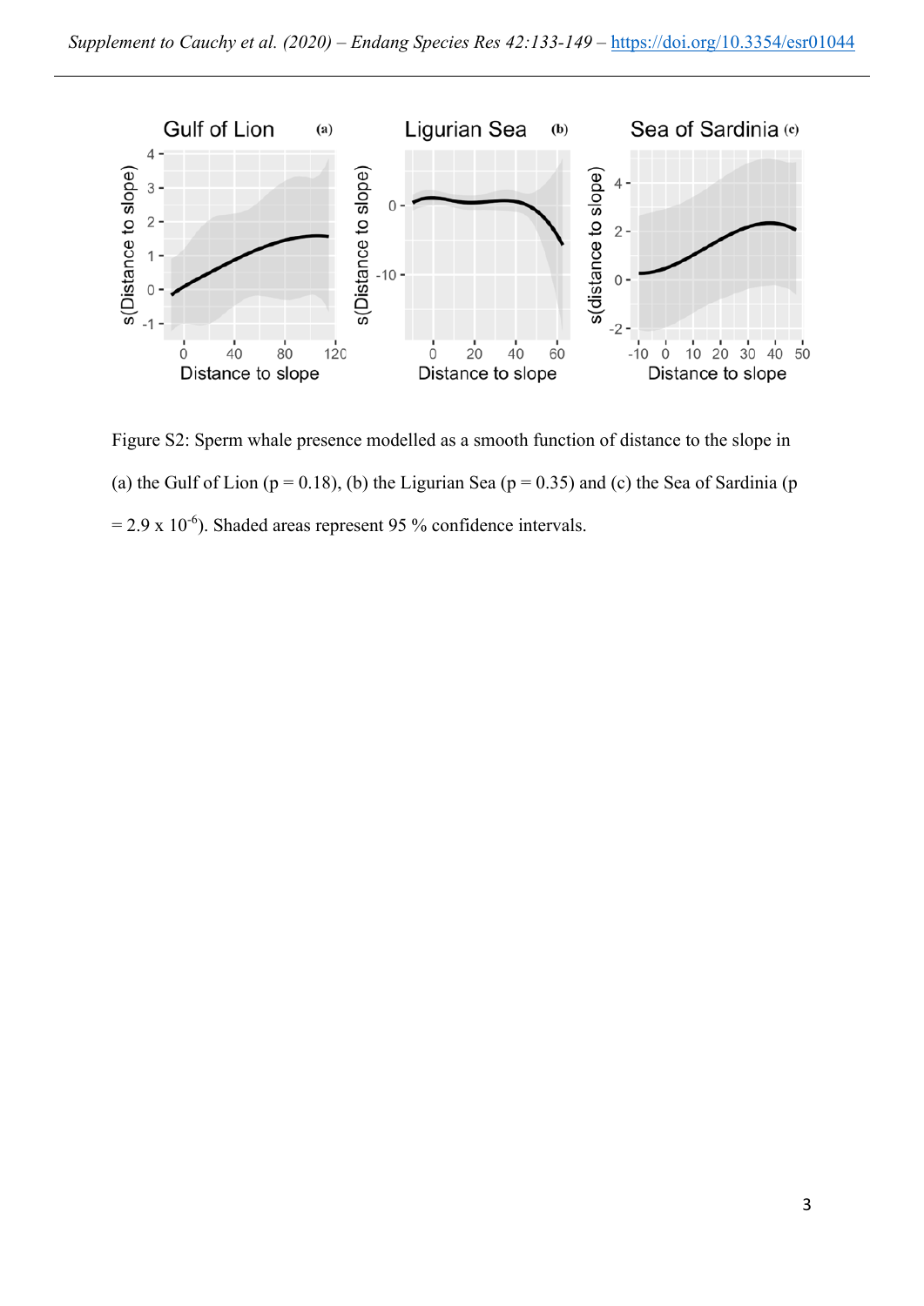Figure S2: Sperm whale presence modelled as a smooth function of distance to the slope in (a) the Gulf of Lion ($p = 0.18$), (b) the Ligurian Sea ($p = 0.35$) and (c) the Sea of Sardinia ($p = 2.9 \times 10^{-6}$). Shaded areas represent 95 % confidence intervals.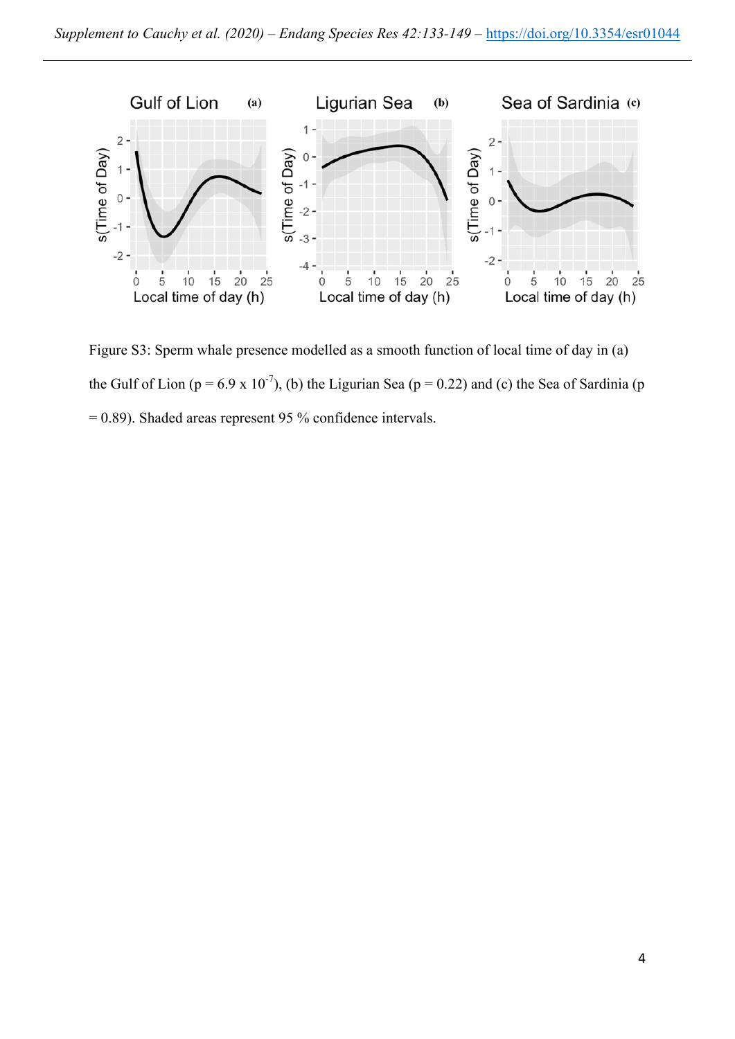Figure S3: Sperm whale presence modelled as a smooth function of local time of day in (a) the Gulf of Lion ($p = 6.9 \times 10^{-7}$), (b) the Ligurian Sea ($p = 0.22$) and (c) the Sea of Sardinia ($p = 0.89$). Shaded areas represent 95 % confidence intervals.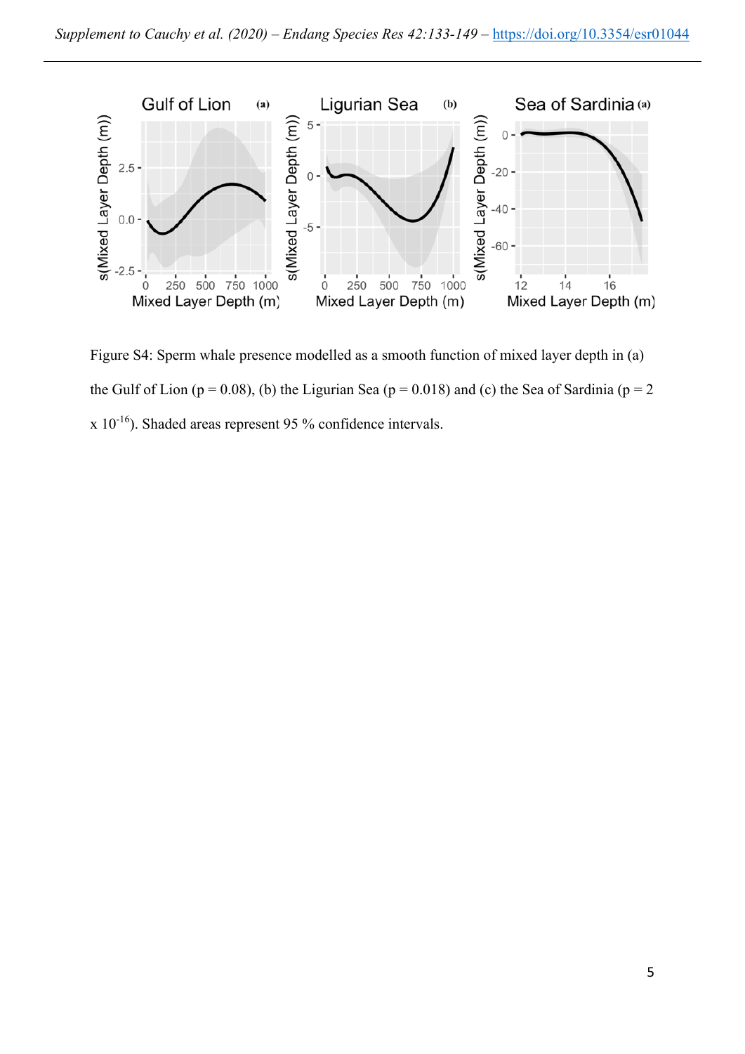Gulf of Lion (a)

s(Mixed Layer Depth (m))

2.5
0.0
-2.5

0 250 500 750 1000

Mixed Layer Depth (m)

Ligurian Sea (b)

s(Mixed Layer Depth (m))

5
0
-5

0 250 500 750 1000

Mixed Layer Depth (m)

Sea of Sardinia (a)

s(Mixed Layer Depth (m))

0
-20
-40
-60

12 14 16

Mixed Layer Depth (m)

Figure S4: Sperm whale presence modelled as a smooth function of mixed layer depth in (a) the Gulf of Lion ($p = 0.08$), (b) the Ligurian Sea ($p = 0.018$) and (c) the Sea of Sardinia ($p = 2 \times 10^{-16}$). Shaded areas represent 95 % confidence intervals.